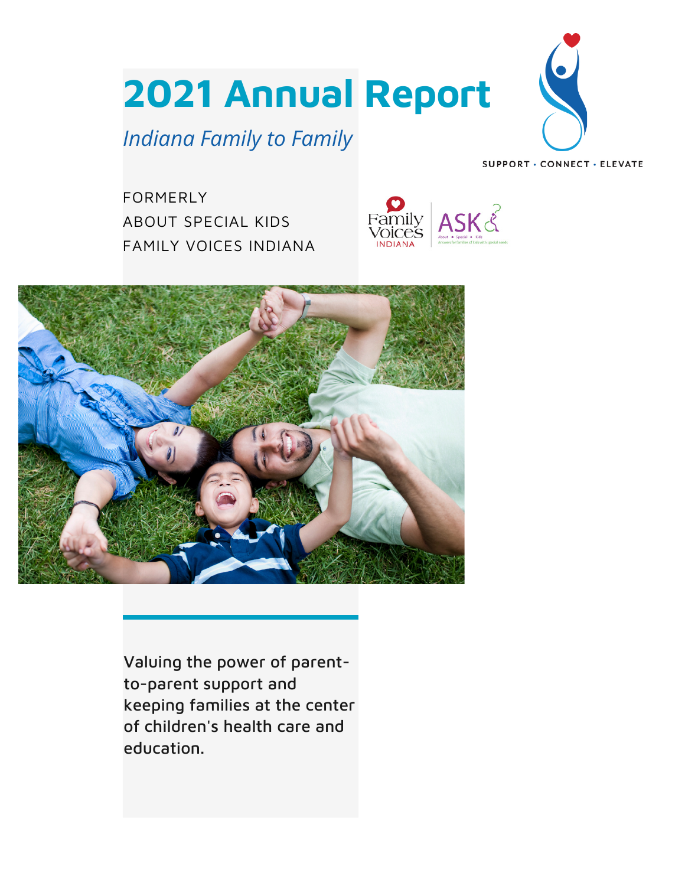# 2021 Annual Report

*Indiana Family to Family*

SUPPORT • CONNECT • ELEVATE

FORMERLY
ABOUT SPECIAL KIDS
FAMILY VOICES INDIANA

Valuing the power of parent-to-parent support and keeping families at the center of children's health care and education.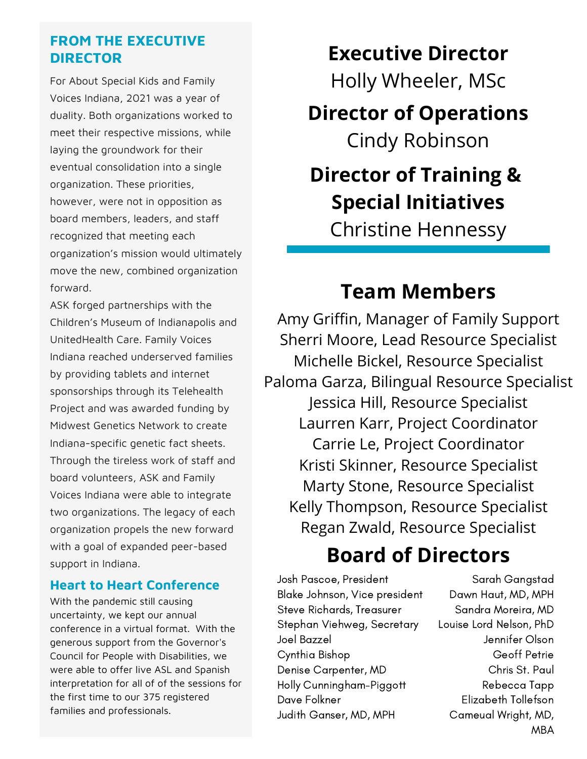## FROM THE EXECUTIVE DIRECTOR

For About Special Kids and Family Voices Indiana, 2021 was a year of duality. Both organizations worked to meet their respective missions, while laying the groundwork for their eventual consolidation into a single organization. These priorities, however, were not in opposition as board members, leaders, and staff recognized that meeting each organization's mission would ultimately move the new, combined organization forward.

ASK forged partnerships with the Children's Museum of Indianapolis and UnitedHealth Care. Family Voices Indiana reached underserved families by providing tablets and internet sponsorships through its Telehealth Project and was awarded funding by Midwest Genetics Network to create Indiana-specific genetic fact sheets. Through the tireless work of staff and board volunteers, ASK and Family Voices Indiana were able to integrate two organizations. The legacy of each organization propels the new forward with a goal of expanded peer-based support in Indiana.

### Heart to Heart Conference

With the pandemic still causing uncertainty, we kept our annual conference in a virtual format. With the generous support from the Governor's Council for People with Disabilities, we were able to offer live ASL and Spanish interpretation for all of of the sessions for the first time to our 375 registered families and professionals.

**Executive Director**
Holly Wheeler, MSc

**Director of Operations**
Cindy Robinson

**Director of Training & Special Initiatives**
Christine Hennessy

## Team Members

Amy Griffin, Manager of Family Support
Sherri Moore, Lead Resource Specialist
Michelle Bickel, Resource Specialist
Paloma Garza, Bilingual Resource Specialist
Jessica Hill, Resource Specialist
Laurren Karr, Project Coordinator
Carrie Le, Project Coordinator
Kristi Skinner, Resource Specialist
Marty Stone, Resource Specialist
Kelly Thompson, Resource Specialist
Regan Zwald, Resource Specialist

## Board of Directors

Josh Pascoe, President
Blake Johnson, Vice president
Steve Richards, Treasurer
Stephan Viehweg, Secretary
Joel Bazzel
Cynthia Bishop
Denise Carpenter, MD
Holly Cunningham-Piggott
Dave Folkner
Judith Ganser, MD, MPH
Sarah Gangstad
Dawn Haut, MD, MPH
Sandra Moreira, MD
Louise Lord Nelson, PhD
Jennifer Olson
Geoff Petrie
Chris St. Paul
Rebecca Tapp
Elizabeth Tollefson
Cameual Wright, MD, MBA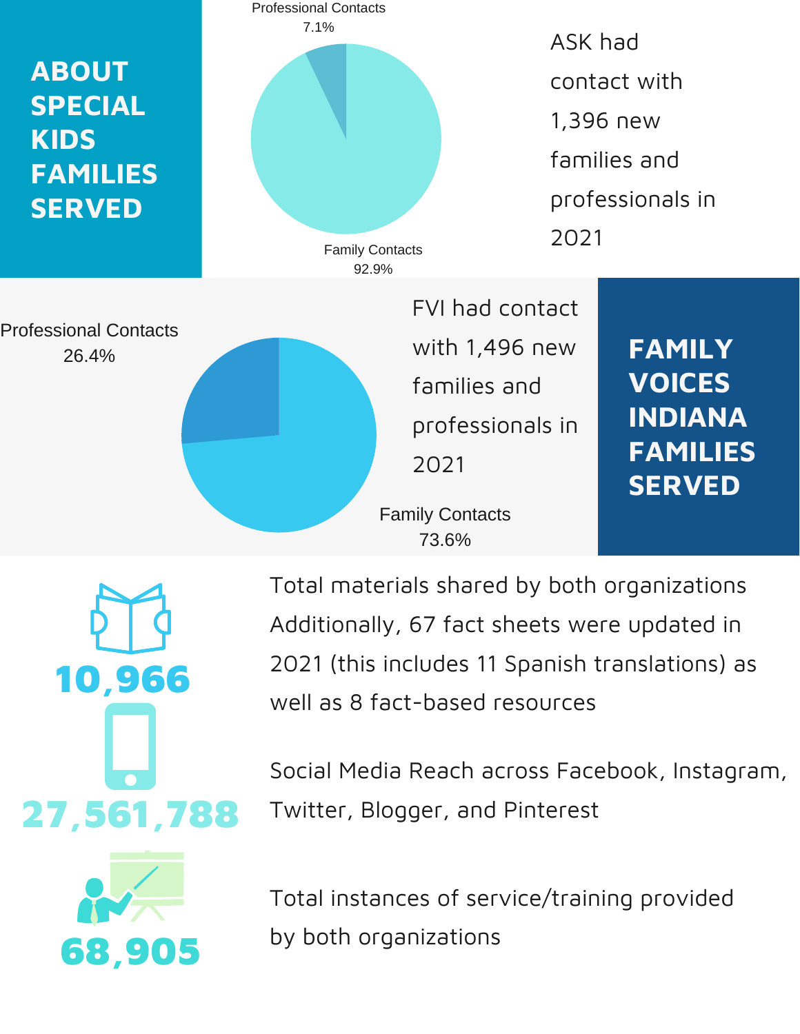## ABOUT SPECIAL KIDS FAMILIES SERVED

Professional Contacts 7.1%

Family Contacts 92.9%

ASK had contact with 1,396 new families and professionals in 2021

## FAMILY VOICES INDIANA FAMILIES SERVED

Professional Contacts 26.4%

Family Contacts 73.6%

FVI had contact with 1,496 new families and professionals in 2021

**10,966**

Total materials shared by both organizations Additionally, 67 fact sheets were updated in 2021 (this includes 11 Spanish translations) as well as 8 fact-based resources

**27,561,788**

Social Media Reach across Facebook, Instagram, Twitter, Blogger, and Pinterest

**68,905**

Total instances of service/training provided by both organizations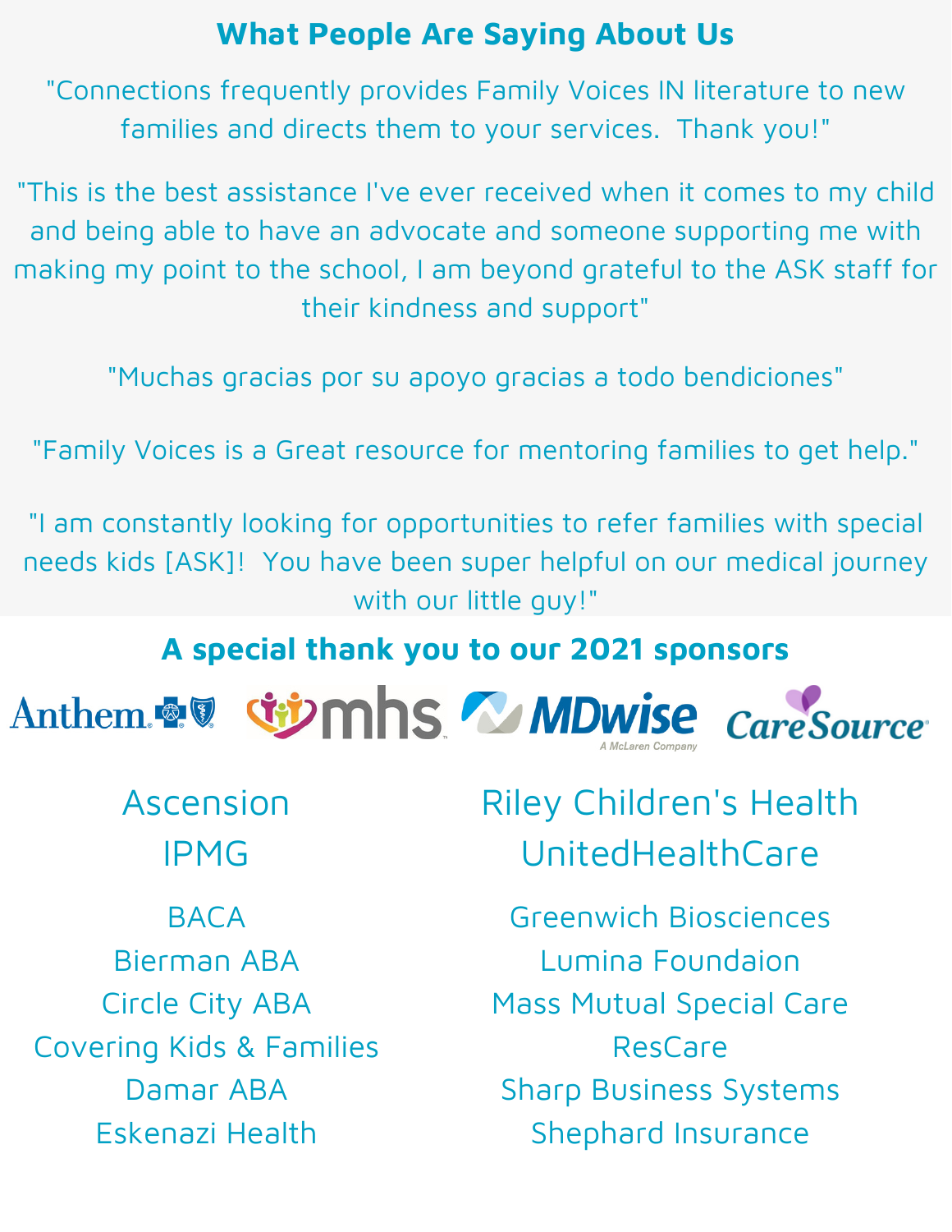## What People Are Saying About Us

"Connections frequently provides Family Voices IN literature to new families and directs them to your services. Thank you!"

"This is the best assistance I've ever received when it comes to my child and being able to have an advocate and someone supporting me with making my point to the school, I am beyond grateful to the ASK staff for their kindness and support"

"Muchas gracias por su apoyo gracias a todo bendiciones"

"Family Voices is a Great resource for mentoring families to get help."

"I am constantly looking for opportunities to refer families with special needs kids [ASK]! You have been super helpful on our medical journey with our little guy!"

## A special thank you to our 2021 sponsors

Anthem mhs MDwise A McLaren Company CareSource

Ascension
IPMG

Riley Children's Health
UnitedHealthCare

BACA
Bierman ABA
Circle City ABA
Covering Kids & Families
Damar ABA
Eskenazi Health

Greenwich Biosciences
Lumina Foundaion
Mass Mutual Special Care
ResCare
Sharp Business Systems
Shephard Insurance